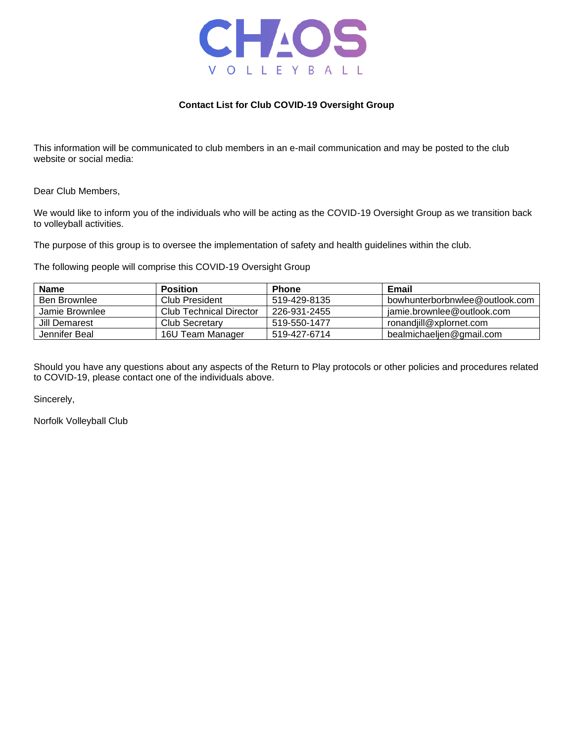# CHAOS VOLLEYBALL

**Contact List for Club COVID-19 Oversight Group**

This information will be communicated to club members in an e-mail communication and may be posted to the club website or social media:

Dear Club Members,

We would like to inform you of the individuals who will be acting as the COVID-19 Oversight Group as we transition back to volleyball activities.

The purpose of this group is to oversee the implementation of safety and health guidelines within the club.

The following people will comprise this COVID-19 Oversight Group

| Name | Position | Phone | Email |
|---|---|---|---|
| Ben Brownlee | Club President | 519-429-8135 | bowhunterborbnwlee@outlook.com |
| Jamie Brownlee | Club Technical Director | 226-931-2455 | jamie.brownlee@outlook.com |
| Jill Demarest | Club Secretary | 519-550-1477 | ronandjill@xplornet.com |
| Jennifer Beal | 16U Team Manager | 519-427-6714 | bealmichaeljen@gmail.com |

Should you have any questions about any aspects of the Return to Play protocols or other policies and procedures related to COVID-19, please contact one of the individuals above.

Sincerely,

Norfolk Volleyball Club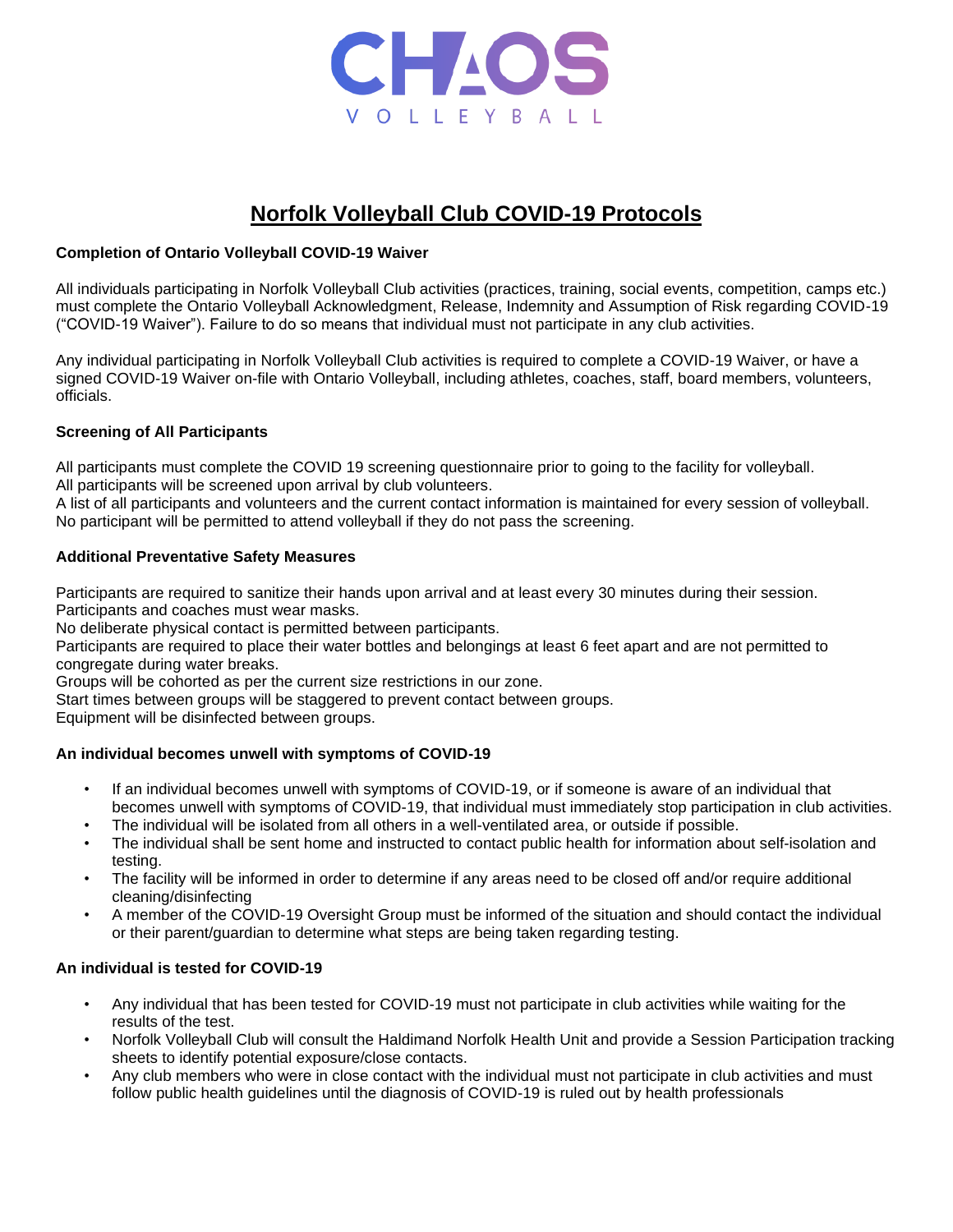# Norfolk Volleyball Club COVID-19 Protocols

**Completion of Ontario Volleyball COVID-19 Waiver**

All individuals participating in Norfolk Volleyball Club activities (practices, training, social events, competition, camps etc.) must complete the Ontario Volleyball Acknowledgment, Release, Indemnity and Assumption of Risk regarding COVID-19 ("COVID-19 Waiver"). Failure to do so means that individual must not participate in any club activities.

Any individual participating in Norfolk Volleyball Club activities is required to complete a COVID-19 Waiver, or have a signed COVID-19 Waiver on-file with Ontario Volleyball, including athletes, coaches, staff, board members, volunteers, officials.

**Screening of All Participants**

All participants must complete the COVID 19 screening questionnaire prior to going to the facility for volleyball.
All participants will be screened upon arrival by club volunteers.
A list of all participants and volunteers and the current contact information is maintained for every session of volleyball.
No participant will be permitted to attend volleyball if they do not pass the screening.

**Additional Preventative Safety Measures**

Participants are required to sanitize their hands upon arrival and at least every 30 minutes during their session.
Participants and coaches must wear masks.
No deliberate physical contact is permitted between participants.
Participants are required to place their water bottles and belongings at least 6 feet apart and are not permitted to congregate during water breaks.
Groups will be cohorted as per the current size restrictions in our zone.
Start times between groups will be staggered to prevent contact between groups.
Equipment will be disinfected between groups.

**An individual becomes unwell with symptoms of COVID-19**

- If an individual becomes unwell with symptoms of COVID-19, or if someone is aware of an individual that becomes unwell with symptoms of COVID-19, that individual must immediately stop participation in club activities.
- The individual will be isolated from all others in a well-ventilated area, or outside if possible.
- The individual shall be sent home and instructed to contact public health for information about self-isolation and testing.
- The facility will be informed in order to determine if any areas need to be closed off and/or require additional cleaning/disinfecting
- A member of the COVID-19 Oversight Group must be informed of the situation and should contact the individual or their parent/guardian to determine what steps are being taken regarding testing.

**An individual is tested for COVID-19**

- Any individual that has been tested for COVID-19 must not participate in club activities while waiting for the results of the test.
- Norfolk Volleyball Club will consult the Haldimand Norfolk Health Unit and provide a Session Participation tracking sheets to identify potential exposure/close contacts.
- Any club members who were in close contact with the individual must not participate in club activities and must follow public health guidelines until the diagnosis of COVID-19 is ruled out by health professionals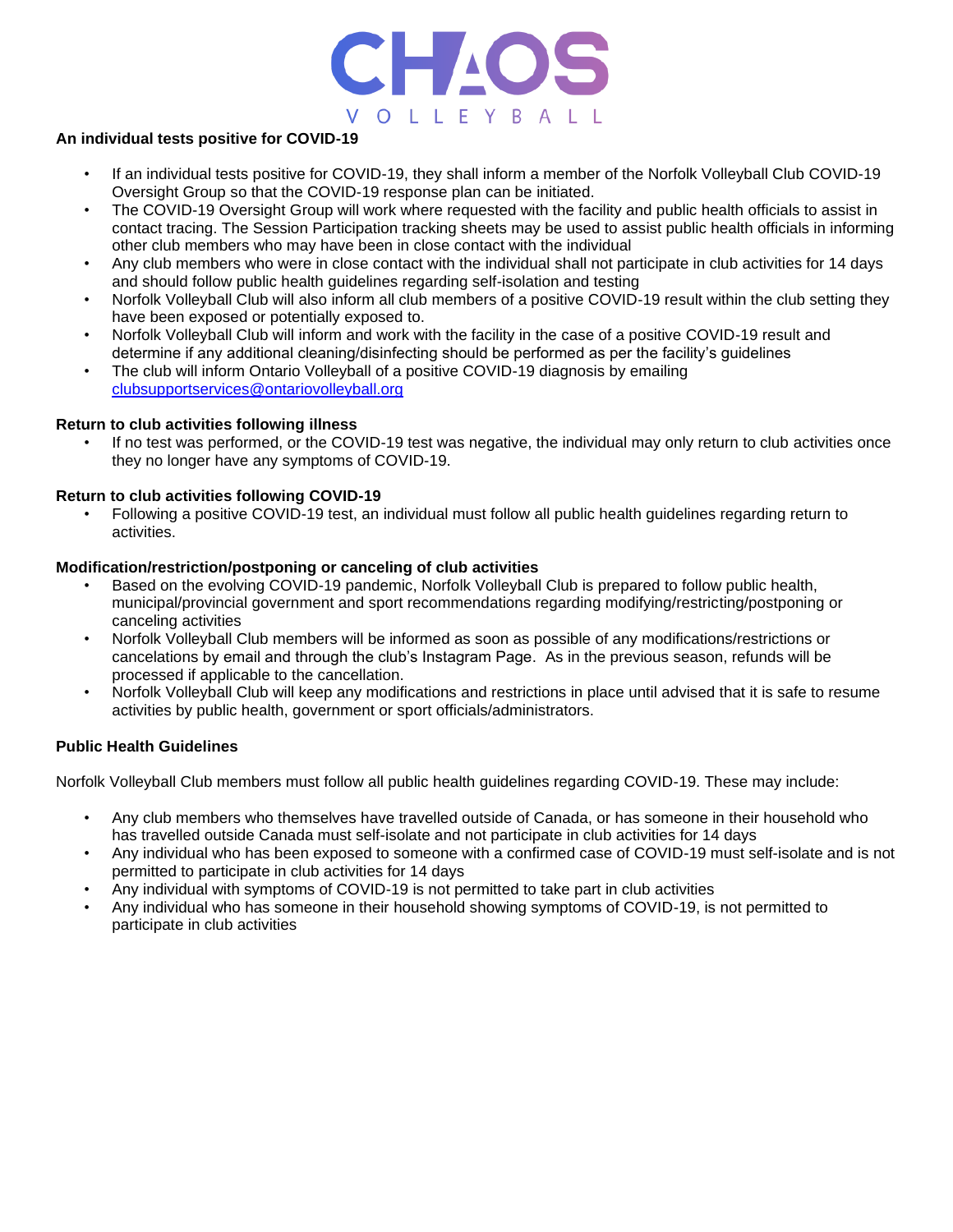**An individual tests positive for COVID-19**

- If an individual tests positive for COVID-19, they shall inform a member of the Norfolk Volleyball Club COVID-19 Oversight Group so that the COVID-19 response plan can be initiated.
- The COVID-19 Oversight Group will work where requested with the facility and public health officials to assist in contact tracing. The Session Participation tracking sheets may be used to assist public health officials in informing other club members who may have been in close contact with the individual
- Any club members who were in close contact with the individual shall not participate in club activities for 14 days and should follow public health guidelines regarding self-isolation and testing
- Norfolk Volleyball Club will also inform all club members of a positive COVID-19 result within the club setting they have been exposed or potentially exposed to.
- Norfolk Volleyball Club will inform and work with the facility in the case of a positive COVID-19 result and determine if any additional cleaning/disinfecting should be performed as per the facility's guidelines
- The club will inform Ontario Volleyball of a positive COVID-19 diagnosis by emailing clubsupportservices@ontariovolleyball.org

**Return to club activities following illness**

- If no test was performed, or the COVID-19 test was negative, the individual may only return to club activities once they no longer have any symptoms of COVID-19.

**Return to club activities following COVID-19**

- Following a positive COVID-19 test, an individual must follow all public health guidelines regarding return to activities.

**Modification/restriction/postponing or canceling of club activities**

- Based on the evolving COVID-19 pandemic, Norfolk Volleyball Club is prepared to follow public health, municipal/provincial government and sport recommendations regarding modifying/restricting/postponing or canceling activities
- Norfolk Volleyball Club members will be informed as soon as possible of any modifications/restrictions or cancelations by email and through the club's Instagram Page. As in the previous season, refunds will be processed if applicable to the cancellation.
- Norfolk Volleyball Club will keep any modifications and restrictions in place until advised that it is safe to resume activities by public health, government or sport officials/administrators.

**Public Health Guidelines**

Norfolk Volleyball Club members must follow all public health guidelines regarding COVID-19. These may include:

- Any club members who themselves have travelled outside of Canada, or has someone in their household who has travelled outside Canada must self-isolate and not participate in club activities for 14 days
- Any individual who has been exposed to someone with a confirmed case of COVID-19 must self-isolate and is not permitted to participate in club activities for 14 days
- Any individual with symptoms of COVID-19 is not permitted to take part in club activities
- Any individual who has someone in their household showing symptoms of COVID-19, is not permitted to participate in club activities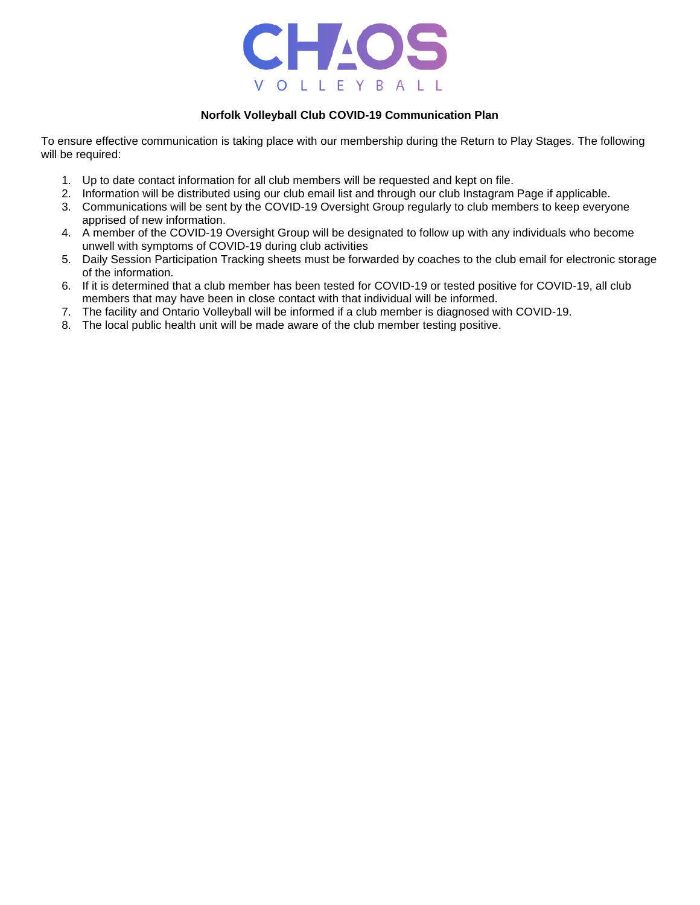CHAOS

VOLLEYBALL

**Norfolk Volleyball Club COVID-19 Communication Plan**

To ensure effective communication is taking place with our membership during the Return to Play Stages. The following will be required:

1. Up to date contact information for all club members will be requested and kept on file.
2. Information will be distributed using our club email list and through our club Instagram Page if applicable.
3. Communications will be sent by the COVID-19 Oversight Group regularly to club members to keep everyone apprised of new information.
4. A member of the COVID-19 Oversight Group will be designated to follow up with any individuals who become unwell with symptoms of COVID-19 during club activities
5. Daily Session Participation Tracking sheets must be forwarded by coaches to the club email for electronic storage of the information.
6. If it is determined that a club member has been tested for COVID-19 or tested positive for COVID-19, all club members that may have been in close contact with that individual will be informed.
7. The facility and Ontario Volleyball will be informed if a club member is diagnosed with COVID-19.
8. The local public health unit will be made aware of the club member testing positive.